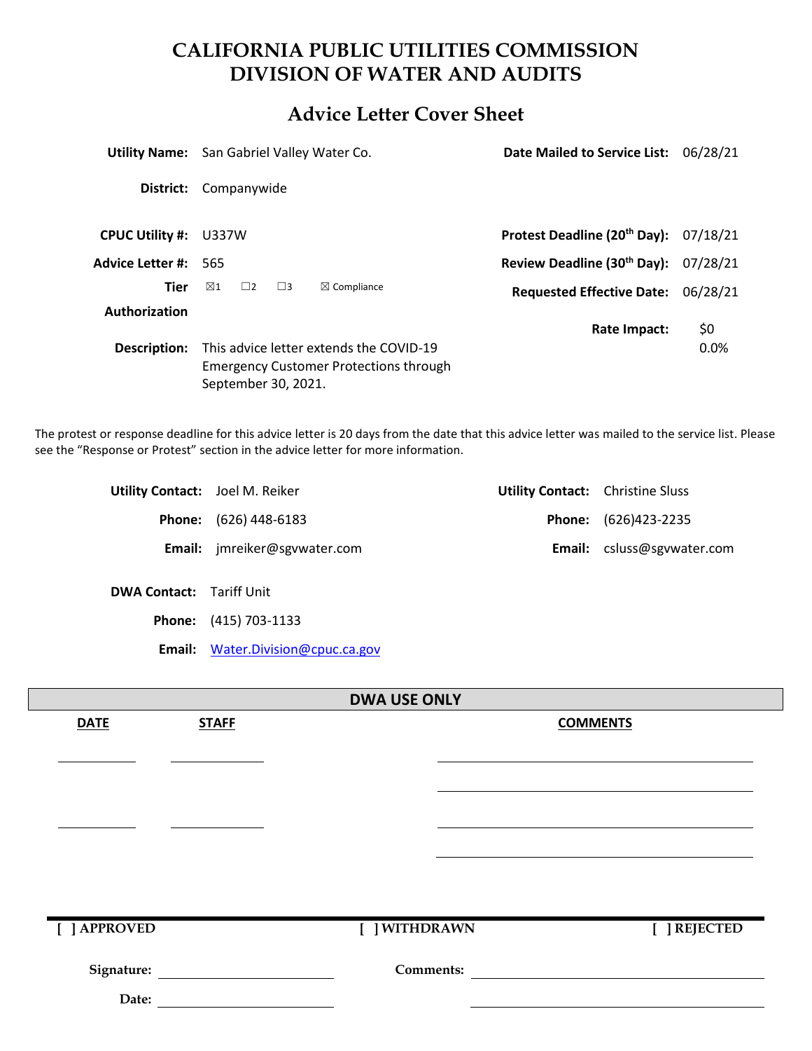# CALIFORNIA PUBLIC UTILITIES COMMISSION
# DIVISION OF WATER AND AUDITS

## Advice Letter Cover Sheet

| | | | |
|---|---|---|---|
| **Utility Name:** | San Gabriel Valley Water Co. | **Date Mailed to Service List:** | 06/28/21 |
| **District:** | Companywide | | |
| **CPUC Utility #:** | U337W | **Protest Deadline (20th Day):** | 07/18/21 |
| **Advice Letter #:** | 565 | **Review Deadline (30th Day):** | 07/28/21 |
| **Tier** | ☒1 ☐2 ☐3 ☒ Compliance | **Requested Effective Date:** | 06/28/21 |
| **Authorization** | | **Rate Impact:** | $0<br>0.0% |
| **Description:** | This advice letter extends the COVID-19 Emergency Customer Protections through September 30, 2021. | | |

The protest or response deadline for this advice letter is 20 days from the date that this advice letter was mailed to the service list. Please see the "Response or Protest" section in the advice letter for more information.

| | | | |
|---|---|---|---|
| **Utility Contact:** | Joel M. Reiker | **Utility Contact:** | Christine Sluss |
| **Phone:** | (626) 448-6183 | **Phone:** | (626)423-2235 |
| **Email:** | jmreiker@sgvwater.com | **Email:** | csluss@sgvwater.com |

**DWA Contact:** Tariff Unit

**Phone:** (415) 703-1133

**Email:** Water.Division@cpuc.ca.gov

| DWA USE ONLY | | |
|---|---|---|
| **DATE** | **STAFF** | **COMMENTS** |
| | | |
| | | |

[ ] APPROVED    [ ] WITHDRAWN    [ ] REJECTED

**Signature:** ____________________    **Comments:** ____________________

**Date:** ____________________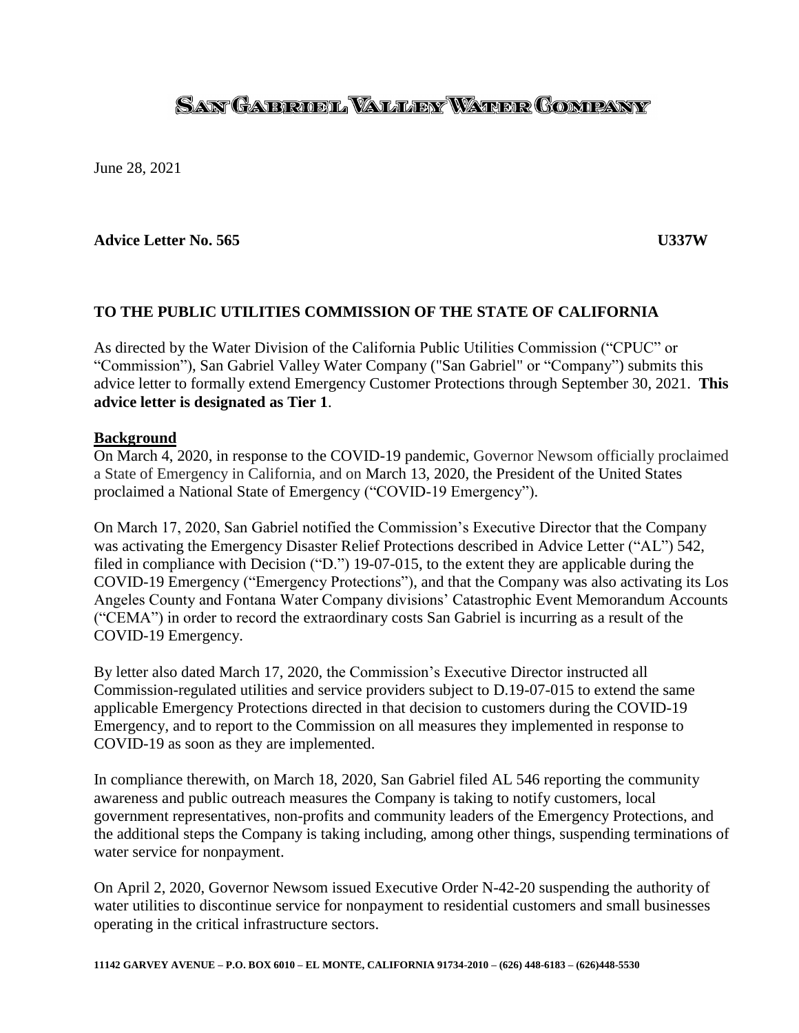# SAN GABRIEL VALLEY WATER COMPANY

June 28, 2021

**Advice Letter No. 565** **U337W**

**TO THE PUBLIC UTILITIES COMMISSION OF THE STATE OF CALIFORNIA**

As directed by the Water Division of the California Public Utilities Commission ("CPUC" or "Commission"), San Gabriel Valley Water Company ("San Gabriel" or "Company") submits this advice letter to formally extend Emergency Customer Protections through September 30, 2021. **This advice letter is designated as Tier 1**.

**Background**

On March 4, 2020, in response to the COVID-19 pandemic, Governor Newsom officially proclaimed a State of Emergency in California, and on March 13, 2020, the President of the United States proclaimed a National State of Emergency ("COVID-19 Emergency").

On March 17, 2020, San Gabriel notified the Commission's Executive Director that the Company was activating the Emergency Disaster Relief Protections described in Advice Letter ("AL") 542, filed in compliance with Decision ("D.") 19-07-015, to the extent they are applicable during the COVID-19 Emergency ("Emergency Protections"), and that the Company was also activating its Los Angeles County and Fontana Water Company divisions' Catastrophic Event Memorandum Accounts ("CEMA") in order to record the extraordinary costs San Gabriel is incurring as a result of the COVID-19 Emergency.

By letter also dated March 17, 2020, the Commission's Executive Director instructed all Commission-regulated utilities and service providers subject to D.19-07-015 to extend the same applicable Emergency Protections directed in that decision to customers during the COVID-19 Emergency, and to report to the Commission on all measures they implemented in response to COVID-19 as soon as they are implemented.

In compliance therewith, on March 18, 2020, San Gabriel filed AL 546 reporting the community awareness and public outreach measures the Company is taking to notify customers, local government representatives, non-profits and community leaders of the Emergency Protections, and the additional steps the Company is taking including, among other things, suspending terminations of water service for nonpayment.

On April 2, 2020, Governor Newsom issued Executive Order N-42-20 suspending the authority of water utilities to discontinue service for nonpayment to residential customers and small businesses operating in the critical infrastructure sectors.

11142 GARVEY AVENUE – P.O. BOX 6010 – EL MONTE, CALIFORNIA 91734-2010 – (626) 448-6183 – (626)448-5530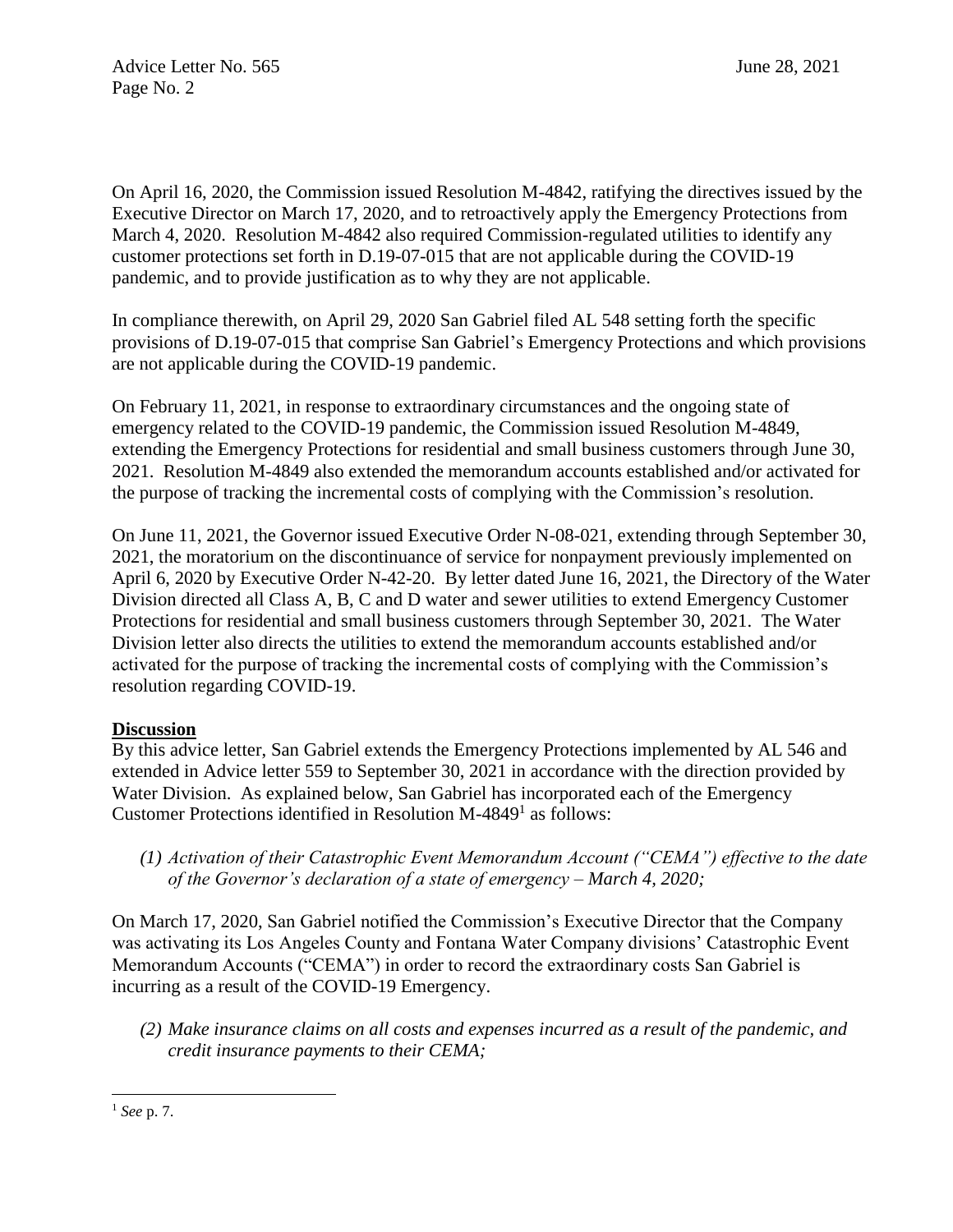On April 16, 2020, the Commission issued Resolution M-4842, ratifying the directives issued by the Executive Director on March 17, 2020, and to retroactively apply the Emergency Protections from March 4, 2020. Resolution M-4842 also required Commission-regulated utilities to identify any customer protections set forth in D.19-07-015 that are not applicable during the COVID-19 pandemic, and to provide justification as to why they are not applicable.

In compliance therewith, on April 29, 2020 San Gabriel filed AL 548 setting forth the specific provisions of D.19-07-015 that comprise San Gabriel's Emergency Protections and which provisions are not applicable during the COVID-19 pandemic.

On February 11, 2021, in response to extraordinary circumstances and the ongoing state of emergency related to the COVID-19 pandemic, the Commission issued Resolution M-4849, extending the Emergency Protections for residential and small business customers through June 30, 2021. Resolution M-4849 also extended the memorandum accounts established and/or activated for the purpose of tracking the incremental costs of complying with the Commission's resolution.

On June 11, 2021, the Governor issued Executive Order N-08-021, extending through September 30, 2021, the moratorium on the discontinuance of service for nonpayment previously implemented on April 6, 2020 by Executive Order N-42-20. By letter dated June 16, 2021, the Directory of the Water Division directed all Class A, B, C and D water and sewer utilities to extend Emergency Customer Protections for residential and small business customers through September 30, 2021. The Water Division letter also directs the utilities to extend the memorandum accounts established and/or activated for the purpose of tracking the incremental costs of complying with the Commission's resolution regarding COVID-19.

**Discussion**

By this advice letter, San Gabriel extends the Emergency Protections implemented by AL 546 and extended in Advice letter 559 to September 30, 2021 in accordance with the direction provided by Water Division. As explained below, San Gabriel has incorporated each of the Emergency Customer Protections identified in Resolution M-4849[1] as follows:

*(1) Activation of their Catastrophic Event Memorandum Account ("CEMA") effective to the date of the Governor's declaration of a state of emergency – March 4, 2020;*

On March 17, 2020, San Gabriel notified the Commission's Executive Director that the Company was activating its Los Angeles County and Fontana Water Company divisions' Catastrophic Event Memorandum Accounts ("CEMA") in order to record the extraordinary costs San Gabriel is incurring as a result of the COVID-19 Emergency.

*(2) Make insurance claims on all costs and expenses incurred as a result of the pandemic, and credit insurance payments to their CEMA;*

[1] *See* p. 7.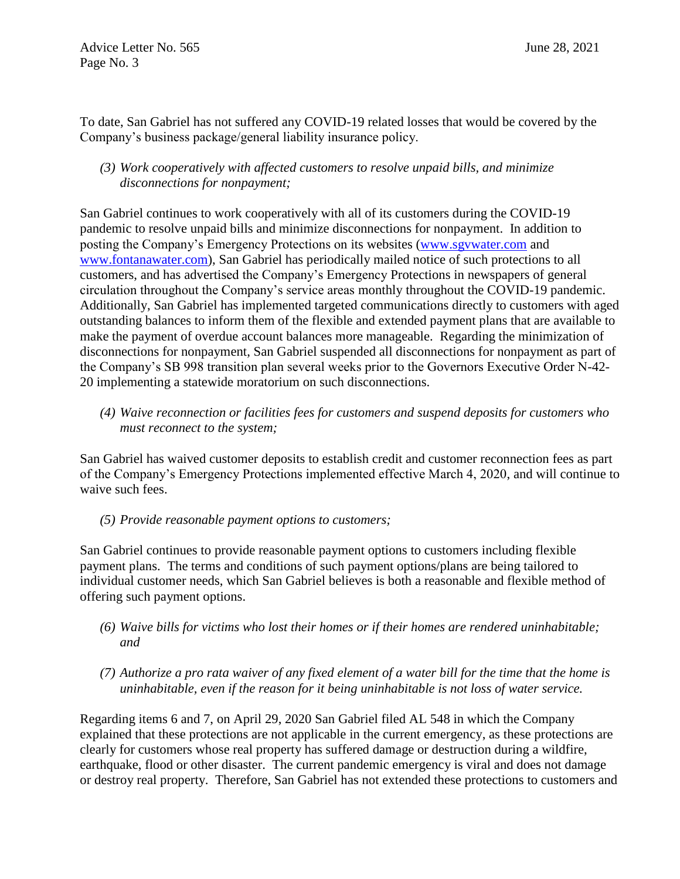To date, San Gabriel has not suffered any COVID-19 related losses that would be covered by the Company's business package/general liability insurance policy.

*(3) Work cooperatively with affected customers to resolve unpaid bills, and minimize disconnections for nonpayment;*

San Gabriel continues to work cooperatively with all of its customers during the COVID-19 pandemic to resolve unpaid bills and minimize disconnections for nonpayment. In addition to posting the Company's Emergency Protections on its websites ([www.sgvwater.com](www.sgvwater.com) and [www.fontanawater.com](www.fontanawater.com)), San Gabriel has periodically mailed notice of such protections to all customers, and has advertised the Company's Emergency Protections in newspapers of general circulation throughout the Company's service areas monthly throughout the COVID-19 pandemic. Additionally, San Gabriel has implemented targeted communications directly to customers with aged outstanding balances to inform them of the flexible and extended payment plans that are available to make the payment of overdue account balances more manageable. Regarding the minimization of disconnections for nonpayment, San Gabriel suspended all disconnections for nonpayment as part of the Company's SB 998 transition plan several weeks prior to the Governors Executive Order N-42-20 implementing a statewide moratorium on such disconnections.

*(4) Waive reconnection or facilities fees for customers and suspend deposits for customers who must reconnect to the system;*

San Gabriel has waived customer deposits to establish credit and customer reconnection fees as part of the Company's Emergency Protections implemented effective March 4, 2020, and will continue to waive such fees.

*(5) Provide reasonable payment options to customers;*

San Gabriel continues to provide reasonable payment options to customers including flexible payment plans. The terms and conditions of such payment options/plans are being tailored to individual customer needs, which San Gabriel believes is both a reasonable and flexible method of offering such payment options.

*(6) Waive bills for victims who lost their homes or if their homes are rendered uninhabitable; and*

*(7) Authorize a pro rata waiver of any fixed element of a water bill for the time that the home is uninhabitable, even if the reason for it being uninhabitable is not loss of water service.*

Regarding items 6 and 7, on April 29, 2020 San Gabriel filed AL 548 in which the Company explained that these protections are not applicable in the current emergency, as these protections are clearly for customers whose real property has suffered damage or destruction during a wildfire, earthquake, flood or other disaster. The current pandemic emergency is viral and does not damage or destroy real property. Therefore, San Gabriel has not extended these protections to customers and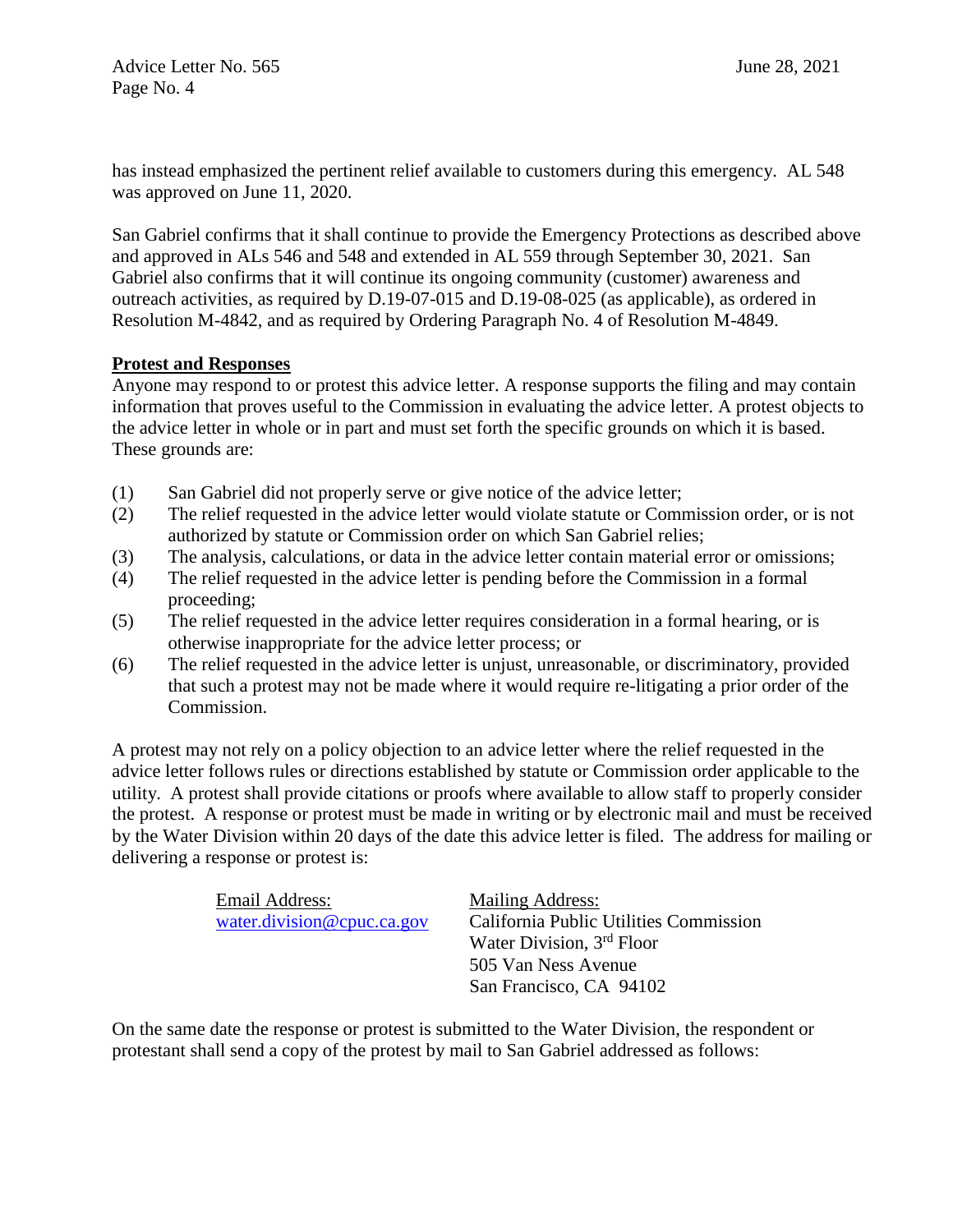has instead emphasized the pertinent relief available to customers during this emergency. AL 548 was approved on June 11, 2020.

San Gabriel confirms that it shall continue to provide the Emergency Protections as described above and approved in ALs 546 and 548 and extended in AL 559 through September 30, 2021. San Gabriel also confirms that it will continue its ongoing community (customer) awareness and outreach activities, as required by D.19-07-015 and D.19-08-025 (as applicable), as ordered in Resolution M-4842, and as required by Ordering Paragraph No. 4 of Resolution M-4849.

**Protest and Responses**

Anyone may respond to or protest this advice letter. A response supports the filing and may contain information that proves useful to the Commission in evaluating the advice letter. A protest objects to the advice letter in whole or in part and must set forth the specific grounds on which it is based. These grounds are:

(1) San Gabriel did not properly serve or give notice of the advice letter;
(2) The relief requested in the advice letter would violate statute or Commission order, or is not authorized by statute or Commission order on which San Gabriel relies;
(3) The analysis, calculations, or data in the advice letter contain material error or omissions;
(4) The relief requested in the advice letter is pending before the Commission in a formal proceeding;
(5) The relief requested in the advice letter requires consideration in a formal hearing, or is otherwise inappropriate for the advice letter process; or
(6) The relief requested in the advice letter is unjust, unreasonable, or discriminatory, provided that such a protest may not be made where it would require re-litigating a prior order of the Commission.

A protest may not rely on a policy objection to an advice letter where the relief requested in the advice letter follows rules or directions established by statute or Commission order applicable to the utility. A protest shall provide citations or proofs where available to allow staff to properly consider the protest. A response or protest must be made in writing or by electronic mail and must be received by the Water Division within 20 days of the date this advice letter is filed. The address for mailing or delivering a response or protest is:

| Email Address: | Mailing Address: |
|---|---|
| water.division@cpuc.ca.gov | California Public Utilities Commission<br>Water Division, 3rd Floor<br>505 Van Ness Avenue<br>San Francisco, CA 94102 |

On the same date the response or protest is submitted to the Water Division, the respondent or protestant shall send a copy of the protest by mail to San Gabriel addressed as follows: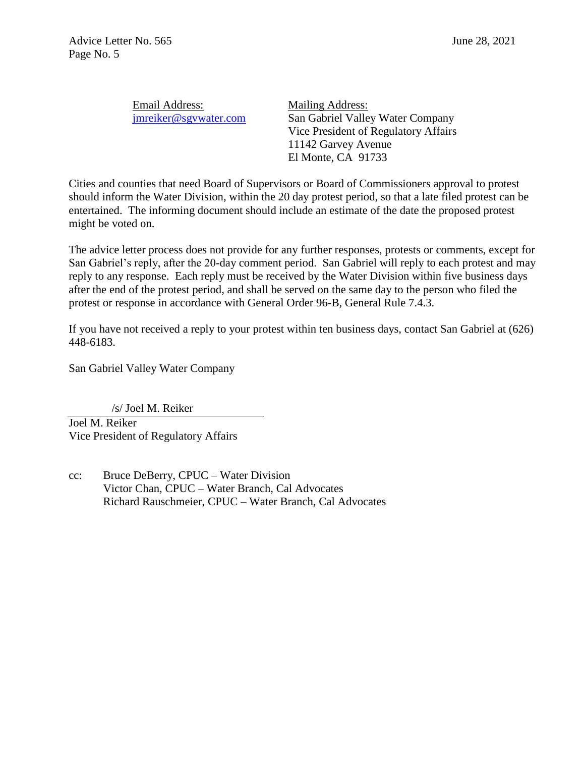| Email Address: | Mailing Address: |
| --- | --- |
| jmreiker@sgvwater.com | San Gabriel Valley Water Company<br>Vice President of Regulatory Affairs<br>11142 Garvey Avenue<br>El Monte, CA 91733 |

Cities and counties that need Board of Supervisors or Board of Commissioners approval to protest should inform the Water Division, within the 20 day protest period, so that a late filed protest can be entertained. The informing document should include an estimate of the date the proposed protest might be voted on.

The advice letter process does not provide for any further responses, protests or comments, except for San Gabriel's reply, after the 20-day comment period. San Gabriel will reply to each protest and may reply to any response. Each reply must be received by the Water Division within five business days after the end of the protest period, and shall be served on the same day to the person who filed the protest or response in accordance with General Order 96-B, General Rule 7.4.3.

If you have not received a reply to your protest within ten business days, contact San Gabriel at (626) 448-6183.

San Gabriel Valley Water Company

/s/ Joel M. Reiker

Joel M. Reiker
Vice President of Regulatory Affairs

cc: Bruce DeBerry, CPUC – Water Division
Victor Chan, CPUC – Water Branch, Cal Advocates
Richard Rauschmeier, CPUC – Water Branch, Cal Advocates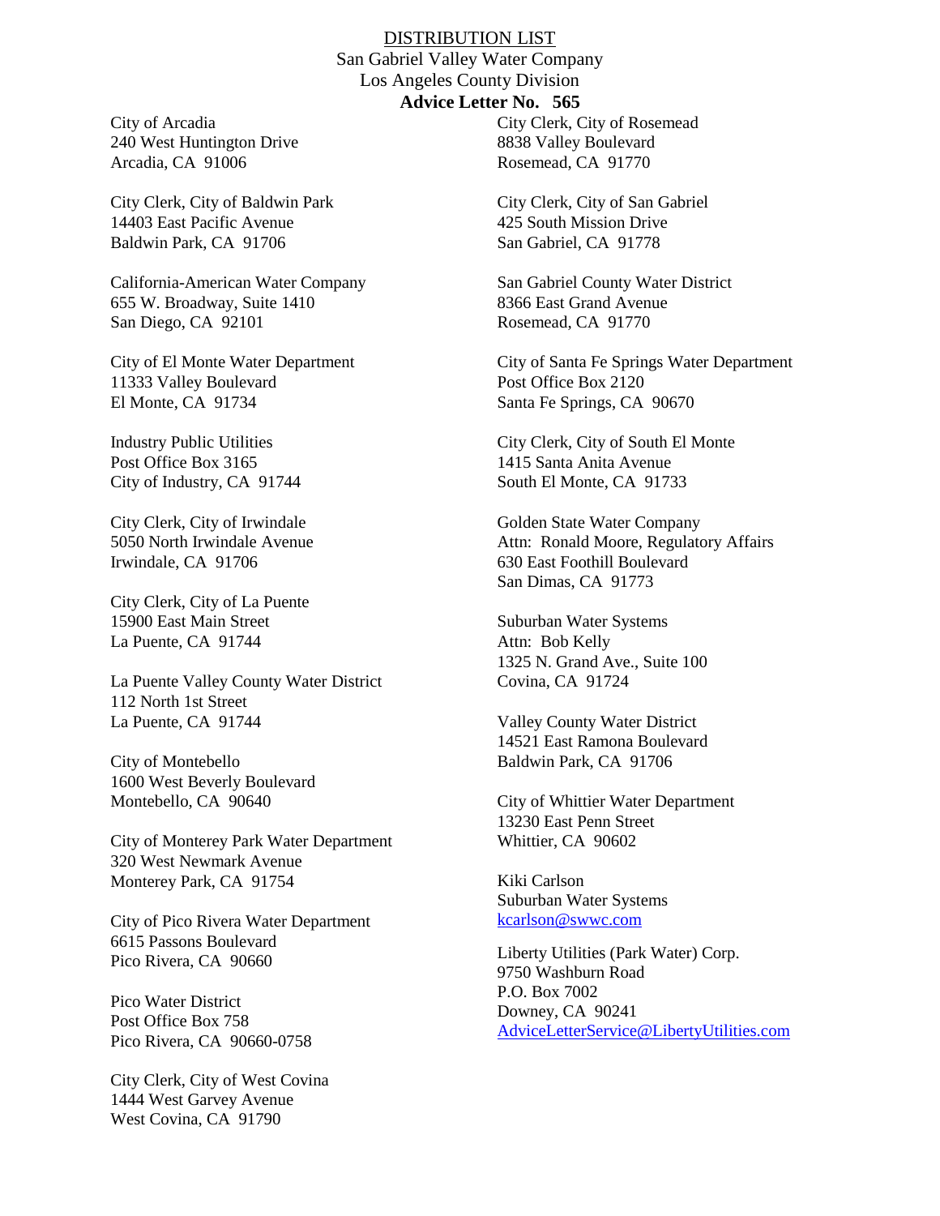# DISTRIBUTION LIST

San Gabriel Valley Water Company
Los Angeles County Division
**Advice Letter No. 565**

City of Arcadia
240 West Huntington Drive
Arcadia, CA 91006

City Clerk, City of Baldwin Park
14403 East Pacific Avenue
Baldwin Park, CA 91706

California-American Water Company
655 W. Broadway, Suite 1410
San Diego, CA 92101

City of El Monte Water Department
11333 Valley Boulevard
El Monte, CA 91734

Industry Public Utilities
Post Office Box 3165
City of Industry, CA 91744

City Clerk, City of Irwindale
5050 North Irwindale Avenue
Irwindale, CA 91706

City Clerk, City of La Puente
15900 East Main Street
La Puente, CA 91744

La Puente Valley County Water District
112 North 1st Street
La Puente, CA 91744

City of Montebello
1600 West Beverly Boulevard
Montebello, CA 90640

City of Monterey Park Water Department
320 West Newmark Avenue
Monterey Park, CA 91754

City of Pico Rivera Water Department
6615 Passons Boulevard
Pico Rivera, CA 90660

Pico Water District
Post Office Box 758
Pico Rivera, CA 90660-0758

City Clerk, City of West Covina
1444 West Garvey Avenue
West Covina, CA 91790

City Clerk, City of Rosemead
8838 Valley Boulevard
Rosemead, CA 91770

City Clerk, City of San Gabriel
425 South Mission Drive
San Gabriel, CA 91778

San Gabriel County Water District
8366 East Grand Avenue
Rosemead, CA 91770

City of Santa Fe Springs Water Department
Post Office Box 2120
Santa Fe Springs, CA 90670

City Clerk, City of South El Monte
1415 Santa Anita Avenue
South El Monte, CA 91733

Golden State Water Company
Attn: Ronald Moore, Regulatory Affairs
630 East Foothill Boulevard
San Dimas, CA 91773

Suburban Water Systems
Attn: Bob Kelly
1325 N. Grand Ave., Suite 100
Covina, CA 91724

Valley County Water District
14521 East Ramona Boulevard
Baldwin Park, CA 91706

City of Whittier Water Department
13230 East Penn Street
Whittier, CA 90602

Kiki Carlson
Suburban Water Systems
kcarlson@swwc.com

Liberty Utilities (Park Water) Corp.
9750 Washburn Road
P.O. Box 7002
Downey, CA 90241
AdviceLetterService@LibertyUtilities.com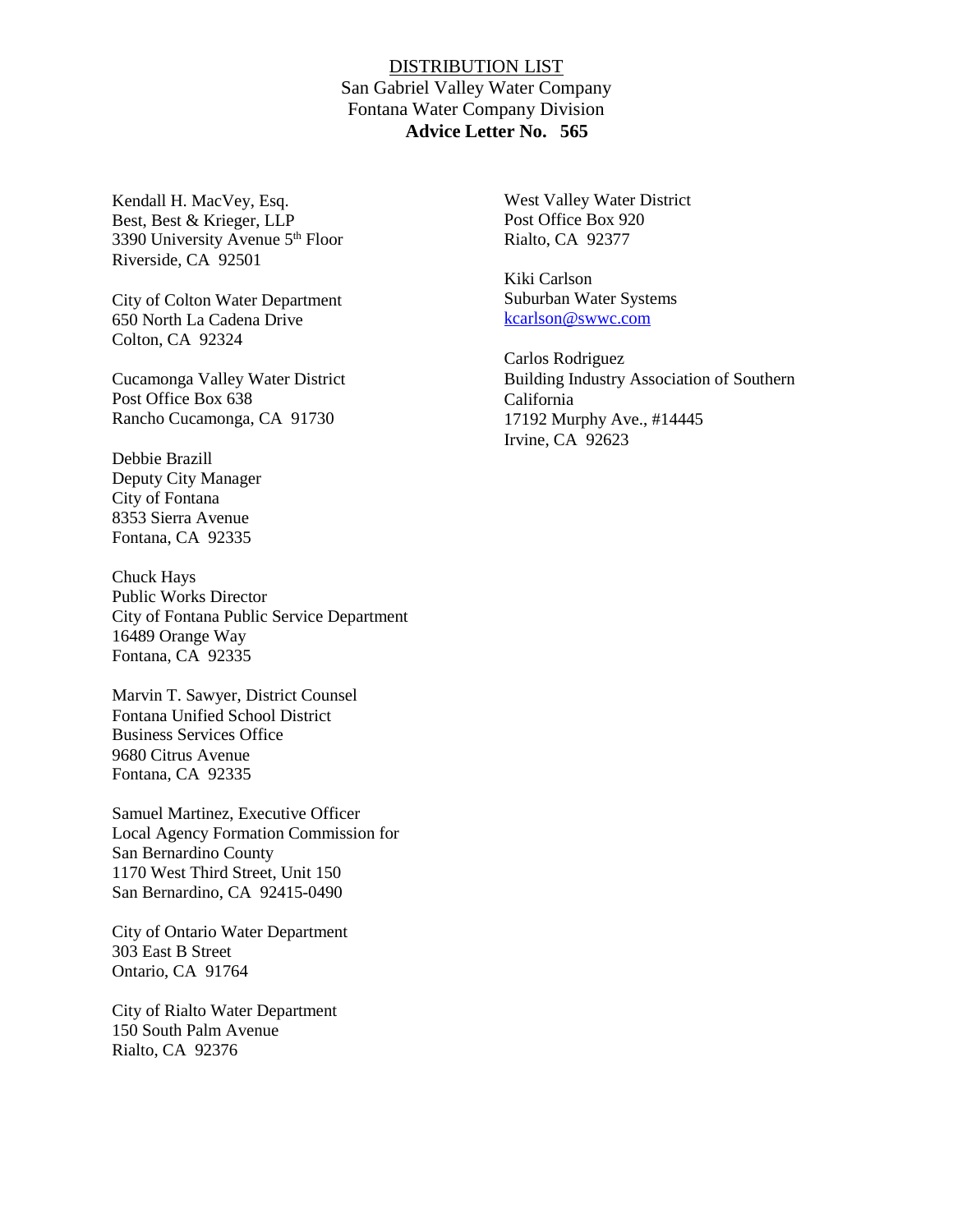DISTRIBUTION LIST
San Gabriel Valley Water Company
Fontana Water Company Division
**Advice Letter No. 565**

Kendall H. MacVey, Esq.
Best, Best & Krieger, LLP
3390 University Avenue 5th Floor
Riverside, CA 92501

City of Colton Water Department
650 North La Cadena Drive
Colton, CA 92324

Cucamonga Valley Water District
Post Office Box 638
Rancho Cucamonga, CA 91730

Debbie Brazill
Deputy City Manager
City of Fontana
8353 Sierra Avenue
Fontana, CA 92335

Chuck Hays
Public Works Director
City of Fontana Public Service Department
16489 Orange Way
Fontana, CA 92335

Marvin T. Sawyer, District Counsel
Fontana Unified School District
Business Services Office
9680 Citrus Avenue
Fontana, CA 92335

Samuel Martinez, Executive Officer
Local Agency Formation Commission for
San Bernardino County
1170 West Third Street, Unit 150
San Bernardino, CA 92415-0490

City of Ontario Water Department
303 East B Street
Ontario, CA 91764

City of Rialto Water Department
150 South Palm Avenue
Rialto, CA 92376

West Valley Water District
Post Office Box 920
Rialto, CA 92377

Kiki Carlson
Suburban Water Systems
kcarlson@swwc.com

Carlos Rodriguez
Building Industry Association of Southern
California
17192 Murphy Ave., #14445
Irvine, CA 92623